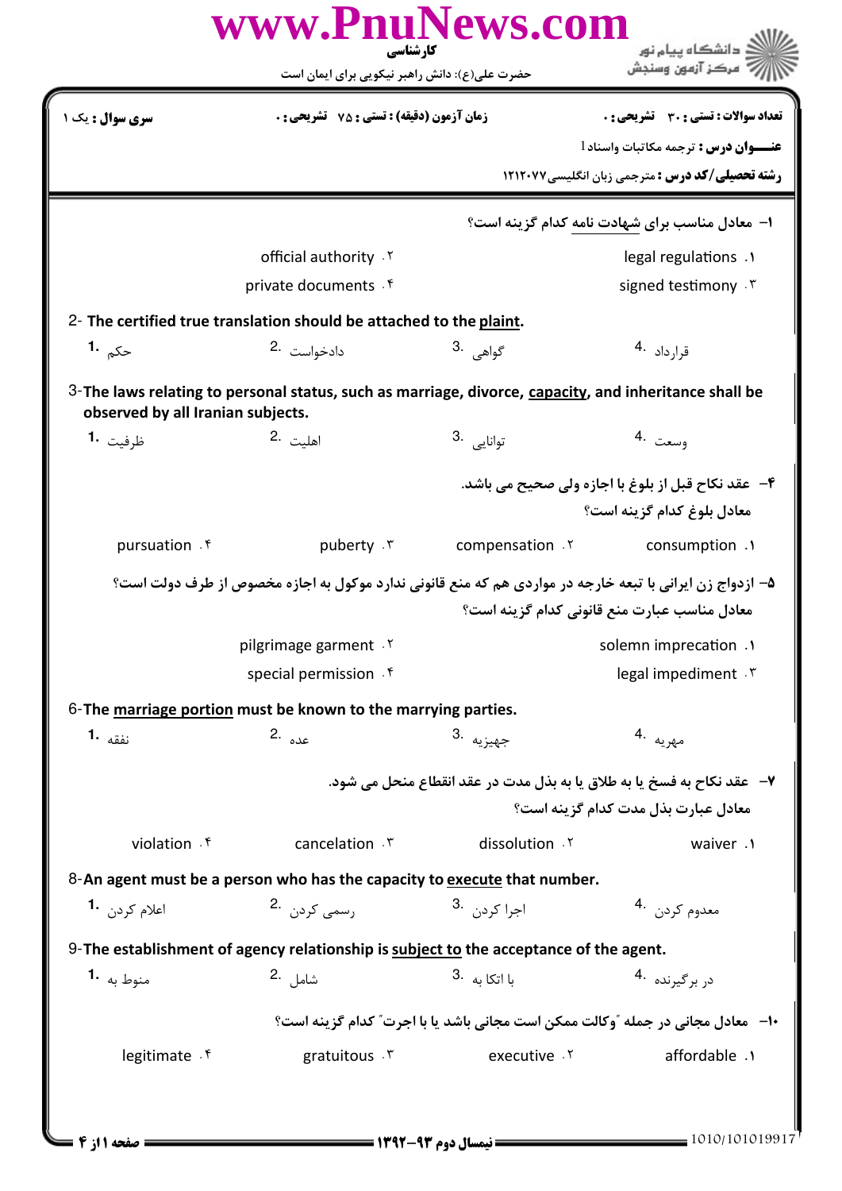کارشناسی

حضرت علی(ع): دانش راهبر نیکویی برای ایمان است

**سری سوال :** یک ۱ | **زمان آزمون (دقیقه) : تستی :** ۷۵ **تشریحی :** ۰ | **تعداد سوالات : تستی :** ۳۰ **تشریحی :** ۰

**عنـــوان درس :** ترجمه مکاتبات واسناد I

**رشته تحصیلی/کد درس :** مترجمی زبان انگلیسی۱۲۱۲۰۷۷

---

۱- معادل مناسب برای شهادت نامه کدام گزینه است؟

۱. legal regulations
۲. official authority
۳. signed testimony
۴. private documents

2- The certified true translation should be attached to the plaint.

1. حکم
2. دادخواست
3. گواهی
4. قرارداد

3-The laws relating to personal status, such as marriage, divorce, capacity, and inheritance shall be observed by all Iranian subjects.

1. ظرفیت
2. اهلیت
3. توانایی
4. وسعت

۴- عقد نکاح قبل از بلوغ با اجازه ولی صحیح می باشد.
معادل بلوغ کدام گزینه است؟

۱. consumption
۲. compensation
۳. puberty
۴. pursuation

۵- ازدواج زن ایرانی با تبعه خارجه در مواردی هم که منع قانونی ندارد موکول به اجازه مخصوص از طرف دولت است؟
معادل مناسب عبارت منع قانونی کدام گزینه است؟

۱. solemn imprecation
۲. pilgrimage garment
۳. legal impediment
۴. special permission

6-The marriage portion must be known to the marrying parties.

1. نفقه
2. عده
3. جهیزیه
4. مهریه

۷- عقد نکاح به فسخ یا به طلاق یا به بذل مدت در عقد انقطاع منحل می شود.
معادل عبارت بذل مدت کدام گزینه است؟

۱. waiver
۲. dissolution
۳. cancelation
۴. violation

8-An agent must be a person who has the capacity to execute that number.

1. اعلام کردن
2. رسمی کردن
3. اجرا کردن
4. معدوم کردن

9-The establishment of agency relationship is subject to the acceptance of the agent.

1. منوط به
2. شامل
3. با اتکا به
4. در برگیرنده

۱۰- معادل مجانی در جمله "وکالت ممکن است مجانی باشد یا با اجرت" کدام گزینه است؟

۱. affordable
۲. executive
۳. gratuitous
۴. legitimate

نیمسال دوم ۹۳-۱۳۹۲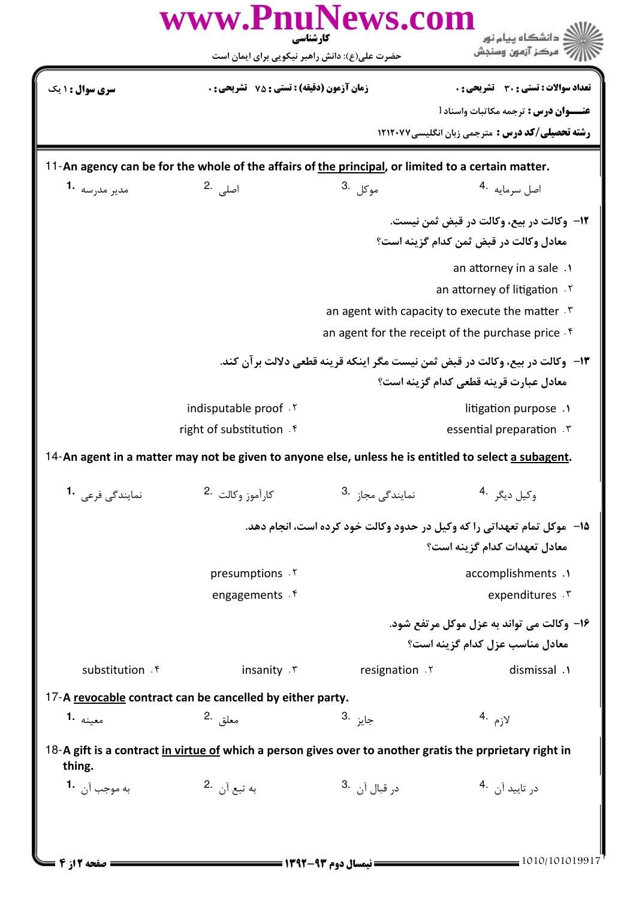11-**An agency can be for the whole of the affairs of the principal, or limited to a certain matter.**

1. مدیر مدرسه
2. اصلی
3. موکل
4. اصل سرمایه

**۱۲- وکالت در بیع، وکالت در قبض ثمن نیست.**
**معادل وکالت در قبض ثمن کدام گزینه است؟**

۱. an attorney in a sale
۲. an attorney of litigation
۳. an agent with capacity to execute the matter
۴. an agent for the receipt of the purchase price

**۱۳- وکالت در بیع، وکالت در قبض ثمن نیست مگر اینکه قرینه قطعی دلالت بر آن کند.**
**معادل عبارت قرینه قطعی کدام گزینه است؟**

۱. litigation purpose
۲. indisputable proof
۳. essential preparation
۴. right of substitution

14-**An agent in a matter may not be given to anyone else, unless he is entitled to select a subagent.**

1. نمایندگی فرعی
2. کارآموز وکالت
3. نمایندگی مجاز
4. وکیل دیگر

**۱۵- موکل تمام تعهداتی را که وکیل در حدود وکالت خود کرده است، انجام دهد.**
**معادل تعهدات کدام گزینه است؟**

۱. accomplishments
۲. presumptions
۳. expenditures
۴. engagements

**۱۶- وکالت می تواند به عزل موکل مرتفع شود.**
**معادل مناسب عزل کدام گزینه است؟**

۱. dismissal
۲. resignation
۳. insanity
۴. substitution

17-**A revocable contract can be cancelled by either party.**

1. معینه
2. معلق
3. جایز
4. لازم

18-**A gift is a contract in virtue of which a person gives over to another gratis the prprietary right in thing.**

1. به موجب آن
2. به تبع آن
3. در قبال آن
4. در تایید آن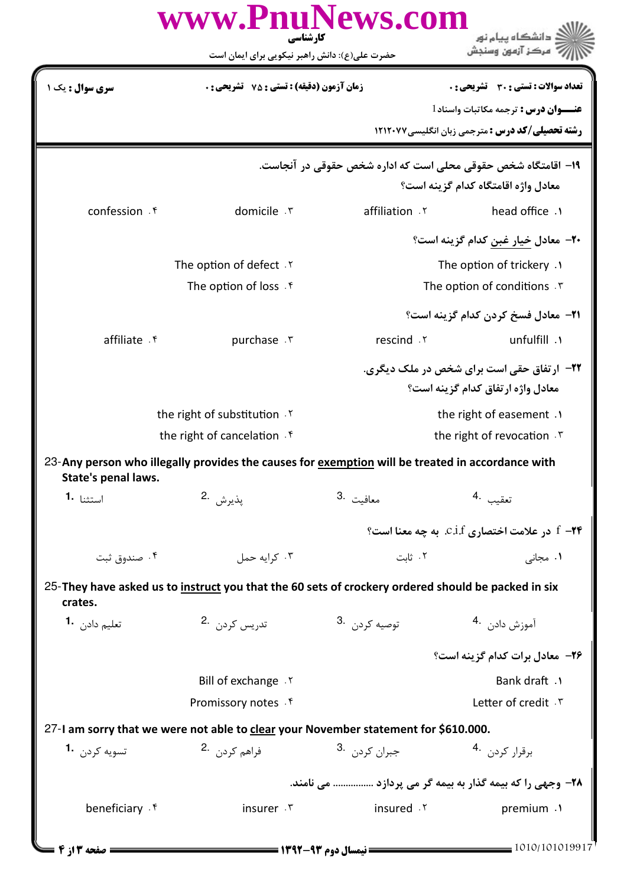**تعداد سوالات : تستی : ۳۰ تشریحی : ۰** | **زمان آزمون (دقیقه) : تستی : ۷۵ تشریحی : ۰** | **سری سوال : یک ۱**

**عنـــوان درس :** ترجمه مکاتبات واسناد I

**رشته تحصیلی/کد درس :** مترجمی زبان انگلیسی۱۲۱۲۰۷۷

۱۹- اقامتگاه شخص حقوقی محلی است که اداره شخص حقوقی در آنجاست.
معادل واژه اقامتگاه کدام گزینه است؟

۱. head office
۲. affiliation
۳. domicile
۴. confession

۲۰- معادل خیار غبن کدام گزینه است؟

۱. The option of trickery
۲. The option of defect
۳. The option of conditions
۴. The option of loss

۲۱- معادل فسخ کردن کدام گزینه است؟

۱. unfulfill
۲. rescind
۳. purchase
۴. affiliate

۲۲- ارتفاق حقی است برای شخص در ملک دیگری.
معادل واژه ارتفاق کدام گزینه است؟

۱. the right of easement
۲. the right of substitution
۳. the right of revocation
۴. the right of cancelation

23-**Any person who illegally provides the causes for exemption will be treated in accordance with State's penal laws.**

1. استثنا
2. پذیرش
3. معافیت
4. تعقیب

۲۴- f در علامت اختصاری c.i.f. به چه معنا است؟

۱. مجانی
۲. ثابت
۳. کرایه حمل
۴. صندوق ثبت

25-**They have asked us to instruct you that the 60 sets of crockery ordered should be packed in six crates.**

1. تعلیم دادن
2. تدریس کردن
3. توصیه کردن
4. آموزش دادن

۲۶- معادل برات کدام گزینه است؟

۱. Bank draft
۲. Bill of exchange
۳. Letter of credit
۴. Promissory notes

27-**I am sorry that we were not able to clear your November statement for $610.000.**

1. تسویه کردن
2. فراهم کردن
3. جبران کردن
4. برقرار کردن

۲۸- وجهی را که بیمه گذار به بیمه گر می پردازد ............... می نامند.

۱. premium
۲. insured
۳. insurer
۴. beneficiary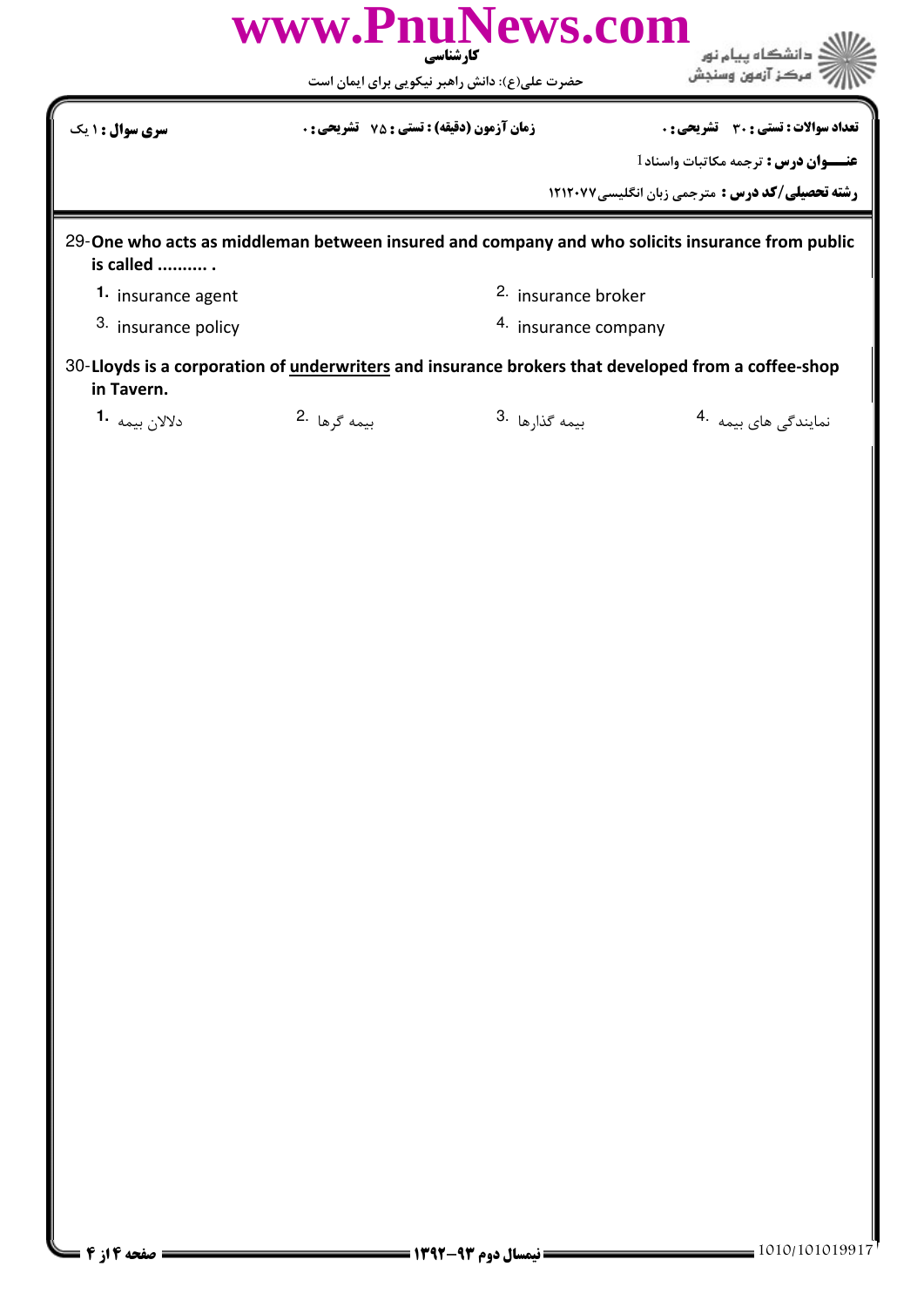29-**One who acts as middleman between insured and company and who solicits insurance from public is called .......... .**

1. insurance agent
2. insurance broker
3. insurance policy
4. insurance company

30-**Lloyds is a corporation of underwriters and insurance brokers that developed from a coffee-shop in Tavern.**

1. دلالان بیمه
2. بیمه گرها
3. بیمه گذارها
4. نمایندگی های بیمه